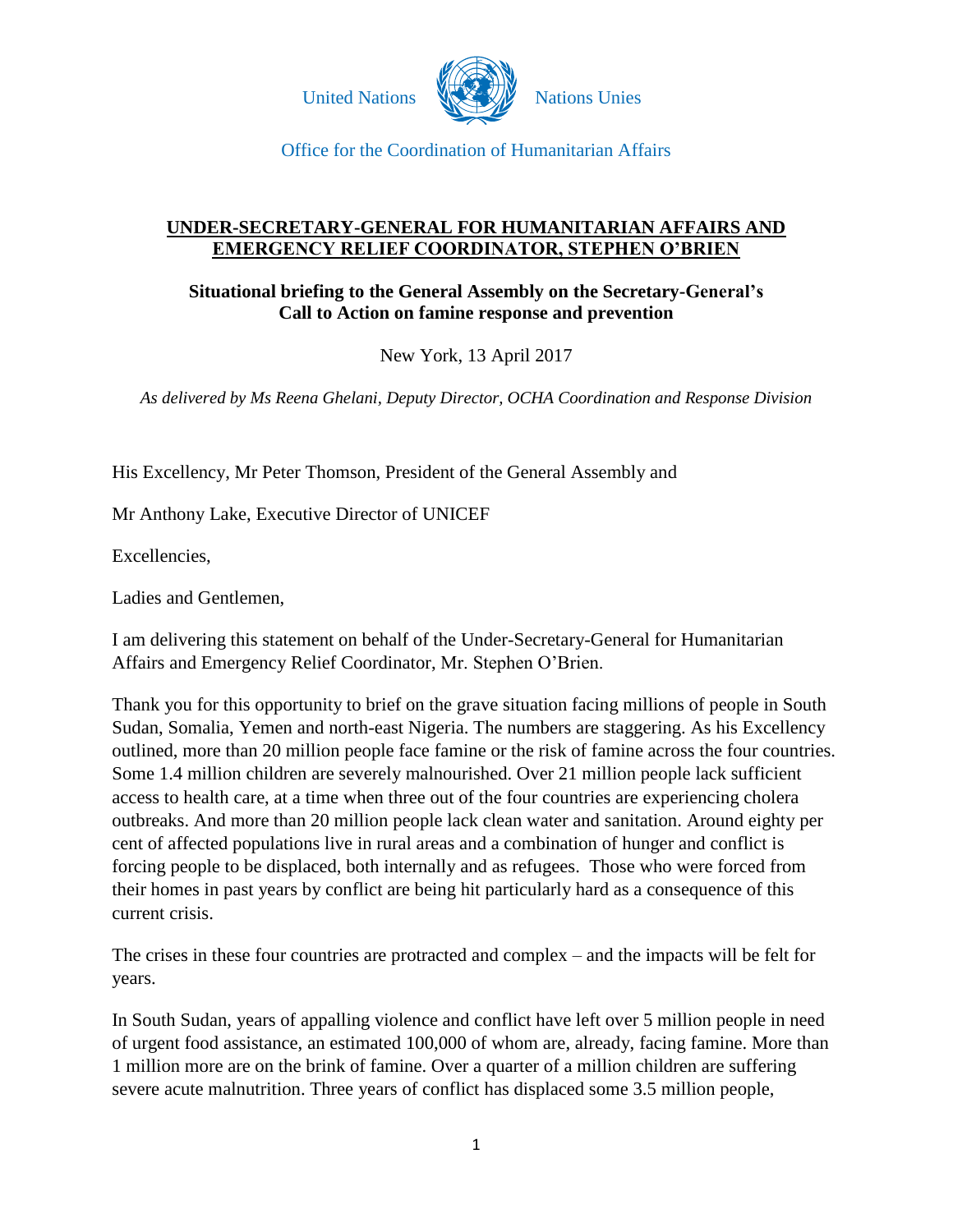United Nations Nations Unies

Office for the Coordination of Humanitarian Affairs

## UNDER-SECRETARY-GENERAL FOR HUMANITARIAN AFFAIRS AND EMERGENCY RELIEF COORDINATOR, STEPHEN O'BRIEN

### Situational briefing to the General Assembly on the Secretary-General's Call to Action on famine response and prevention

New York, 13 April 2017

*As delivered by Ms Reena Ghelani, Deputy Director, OCHA Coordination and Response Division*

His Excellency, Mr Peter Thomson, President of the General Assembly and

Mr Anthony Lake, Executive Director of UNICEF

Excellencies,

Ladies and Gentlemen,

I am delivering this statement on behalf of the Under-Secretary-General for Humanitarian Affairs and Emergency Relief Coordinator, Mr. Stephen O'Brien.

Thank you for this opportunity to brief on the grave situation facing millions of people in South Sudan, Somalia, Yemen and north-east Nigeria. The numbers are staggering. As his Excellency outlined, more than 20 million people face famine or the risk of famine across the four countries. Some 1.4 million children are severely malnourished. Over 21 million people lack sufficient access to health care, at a time when three out of the four countries are experiencing cholera outbreaks. And more than 20 million people lack clean water and sanitation. Around eighty per cent of affected populations live in rural areas and a combination of hunger and conflict is forcing people to be displaced, both internally and as refugees. Those who were forced from their homes in past years by conflict are being hit particularly hard as a consequence of this current crisis.

The crises in these four countries are protracted and complex – and the impacts will be felt for years.

In South Sudan, years of appalling violence and conflict have left over 5 million people in need of urgent food assistance, an estimated 100,000 of whom are, already, facing famine. More than 1 million more are on the brink of famine. Over a quarter of a million children are suffering severe acute malnutrition. Three years of conflict has displaced some 3.5 million people,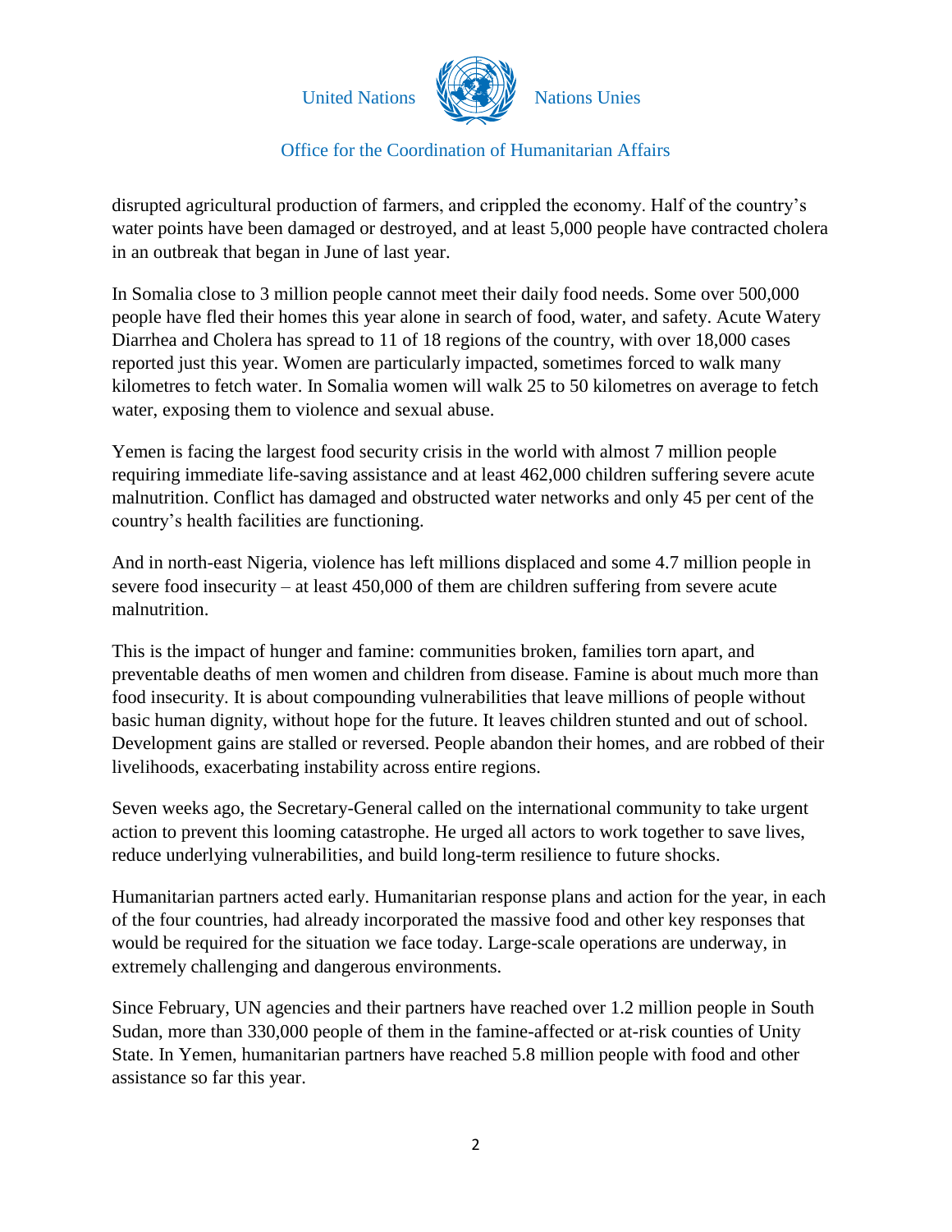disrupted agricultural production of farmers, and crippled the economy. Half of the country's water points have been damaged or destroyed, and at least 5,000 people have contracted cholera in an outbreak that began in June of last year.

In Somalia close to 3 million people cannot meet their daily food needs. Some over 500,000 people have fled their homes this year alone in search of food, water, and safety. Acute Watery Diarrhea and Cholera has spread to 11 of 18 regions of the country, with over 18,000 cases reported just this year. Women are particularly impacted, sometimes forced to walk many kilometres to fetch water. In Somalia women will walk 25 to 50 kilometres on average to fetch water, exposing them to violence and sexual abuse.

Yemen is facing the largest food security crisis in the world with almost 7 million people requiring immediate life-saving assistance and at least 462,000 children suffering severe acute malnutrition. Conflict has damaged and obstructed water networks and only 45 per cent of the country's health facilities are functioning.

And in north-east Nigeria, violence has left millions displaced and some 4.7 million people in severe food insecurity – at least 450,000 of them are children suffering from severe acute malnutrition.

This is the impact of hunger and famine: communities broken, families torn apart, and preventable deaths of men women and children from disease. Famine is about much more than food insecurity. It is about compounding vulnerabilities that leave millions of people without basic human dignity, without hope for the future. It leaves children stunted and out of school. Development gains are stalled or reversed. People abandon their homes, and are robbed of their livelihoods, exacerbating instability across entire regions.

Seven weeks ago, the Secretary-General called on the international community to take urgent action to prevent this looming catastrophe. He urged all actors to work together to save lives, reduce underlying vulnerabilities, and build long-term resilience to future shocks.

Humanitarian partners acted early. Humanitarian response plans and action for the year, in each of the four countries, had already incorporated the massive food and other key responses that would be required for the situation we face today. Large-scale operations are underway, in extremely challenging and dangerous environments.

Since February, UN agencies and their partners have reached over 1.2 million people in South Sudan, more than 330,000 people of them in the famine-affected or at-risk counties of Unity State. In Yemen, humanitarian partners have reached 5.8 million people with food and other assistance so far this year.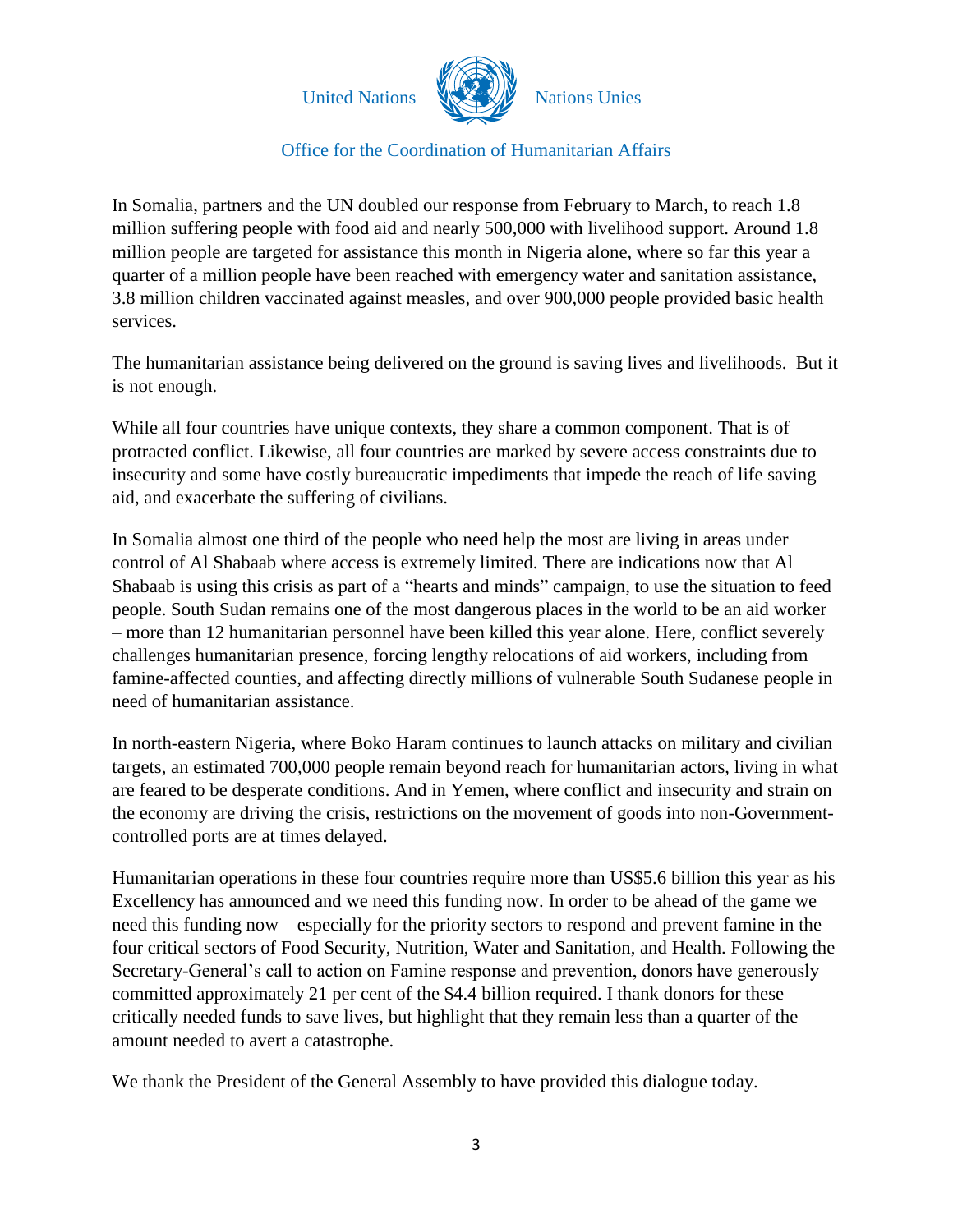In Somalia, partners and the UN doubled our response from February to March, to reach 1.8 million suffering people with food aid and nearly 500,000 with livelihood support. Around 1.8 million people are targeted for assistance this month in Nigeria alone, where so far this year a quarter of a million people have been reached with emergency water and sanitation assistance, 3.8 million children vaccinated against measles, and over 900,000 people provided basic health services.

The humanitarian assistance being delivered on the ground is saving lives and livelihoods. But it is not enough.

While all four countries have unique contexts, they share a common component. That is of protracted conflict. Likewise, all four countries are marked by severe access constraints due to insecurity and some have costly bureaucratic impediments that impede the reach of life saving aid, and exacerbate the suffering of civilians.

In Somalia almost one third of the people who need help the most are living in areas under control of Al Shabaab where access is extremely limited. There are indications now that Al Shabaab is using this crisis as part of a "hearts and minds" campaign, to use the situation to feed people. South Sudan remains one of the most dangerous places in the world to be an aid worker – more than 12 humanitarian personnel have been killed this year alone. Here, conflict severely challenges humanitarian presence, forcing lengthy relocations of aid workers, including from famine-affected counties, and affecting directly millions of vulnerable South Sudanese people in need of humanitarian assistance.

In north-eastern Nigeria, where Boko Haram continues to launch attacks on military and civilian targets, an estimated 700,000 people remain beyond reach for humanitarian actors, living in what are feared to be desperate conditions. And in Yemen, where conflict and insecurity and strain on the economy are driving the crisis, restrictions on the movement of goods into non-Government-controlled ports are at times delayed.

Humanitarian operations in these four countries require more than US$5.6 billion this year as his Excellency has announced and we need this funding now. In order to be ahead of the game we need this funding now – especially for the priority sectors to respond and prevent famine in the four critical sectors of Food Security, Nutrition, Water and Sanitation, and Health. Following the Secretary-General's call to action on Famine response and prevention, donors have generously committed approximately 21 per cent of the $4.4 billion required. I thank donors for these critically needed funds to save lives, but highlight that they remain less than a quarter of the amount needed to avert a catastrophe.

We thank the President of the General Assembly to have provided this dialogue today.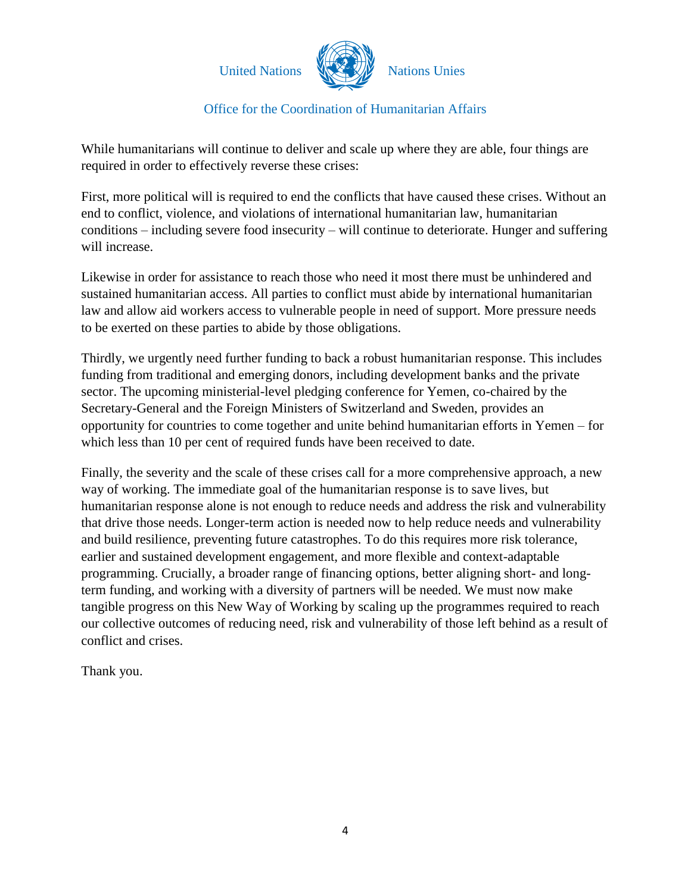While humanitarians will continue to deliver and scale up where they are able, four things are required in order to effectively reverse these crises:

First, more political will is required to end the conflicts that have caused these crises. Without an end to conflict, violence, and violations of international humanitarian law, humanitarian conditions – including severe food insecurity – will continue to deteriorate. Hunger and suffering will increase.

Likewise in order for assistance to reach those who need it most there must be unhindered and sustained humanitarian access. All parties to conflict must abide by international humanitarian law and allow aid workers access to vulnerable people in need of support. More pressure needs to be exerted on these parties to abide by those obligations.

Thirdly, we urgently need further funding to back a robust humanitarian response. This includes funding from traditional and emerging donors, including development banks and the private sector. The upcoming ministerial-level pledging conference for Yemen, co-chaired by the Secretary-General and the Foreign Ministers of Switzerland and Sweden, provides an opportunity for countries to come together and unite behind humanitarian efforts in Yemen – for which less than 10 per cent of required funds have been received to date.

Finally, the severity and the scale of these crises call for a more comprehensive approach, a new way of working. The immediate goal of the humanitarian response is to save lives, but humanitarian response alone is not enough to reduce needs and address the risk and vulnerability that drive those needs. Longer-term action is needed now to help reduce needs and vulnerability and build resilience, preventing future catastrophes. To do this requires more risk tolerance, earlier and sustained development engagement, and more flexible and context-adaptable programming. Crucially, a broader range of financing options, better aligning short- and long-term funding, and working with a diversity of partners will be needed. We must now make tangible progress on this New Way of Working by scaling up the programmes required to reach our collective outcomes of reducing need, risk and vulnerability of those left behind as a result of conflict and crises.

Thank you.